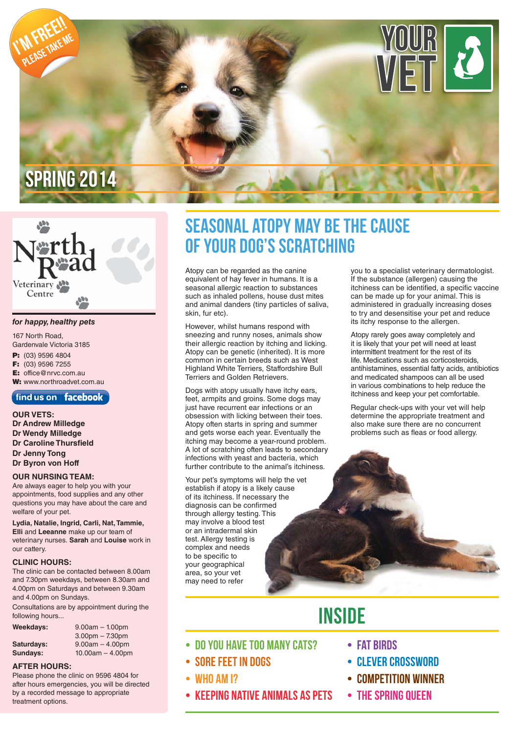I'M FREE!! PLEASE TAKE ME

# YOUR VET

## SPRING 2014

North Road Veterinary Centre

*for happy, healthy pets*

167 North Road,
Gardenvale Victoria 3185

**P:** (03) 9596 4804
**F:** (03) 9596 7255
**E:** office@nrvc.com.au
**W:** www.northroadvet.com.au

find us on facebook

**OUR VETS:**
**Dr Andrew Milledge**
**Dr Wendy Milledge**
**Dr Caroline Thursfield**
**Dr Jenny Tong**
**Dr Byron von Hoff**

**OUR NURSING TEAM:**
Are always eager to help you with your appointments, food supplies and any other questions you may have about the care and welfare of your pet.

**Lydia, Natalie, Ingrid, Carli, Nat, Tammie, Elli** and **Leeanne** make up our team of veterinary nurses. **Sarah** and **Louise** work in our cattery.

**CLINIC HOURS:**
The clinic can be contacted between 8.00am and 7.30pm weekdays, between 8.30am and 4.00pm on Saturdays and between 9.30am and 4.00pm on Sundays.

Consultations are by appointment during the following hours...

| | |
|---|---|
| **Weekdays:** | 9.00am – 1.00pm |
| | 3.00pm – 7.30pm |
| **Saturdays:** | 9.00am – 4.00pm |
| **Sundays:** | 10.00am – 4.00pm |

**AFTER HOURS:**
Please phone the clinic on 9596 4804 for after hours emergencies, you will be directed by a recorded message to appropriate treatment options.

## SEASONAL ATOPY MAY BE THE CAUSE OF YOUR DOG'S SCRATCHING

Atopy can be regarded as the canine equivalent of hay fever in humans. It is a seasonal allergic reaction to substances such as inhaled pollens, house dust mites and animal danders (tiny particles of saliva, skin, fur etc).

However, whilst humans respond with sneezing and runny noses, animals show their allergic reaction by itching and licking. Atopy can be genetic (inherited). It is more common in certain breeds such as West Highland White Terriers, Staffordshire Bull Terriers and Golden Retrievers.

Dogs with atopy usually have itchy ears, feet, armpits and groins. Some dogs may just have recurrent ear infections or an obsession with licking between their toes. Atopy often starts in spring and summer and gets worse each year. Eventually the itching may become a year-round problem. A lot of scratching often leads to secondary infections with yeast and bacteria, which further contribute to the animal's itchiness.

Your pet's symptoms will help the vet establish if atopy is a likely cause of its itchiness. If necessary the diagnosis can be confirmed through allergy testing. This may involve a blood test or an intradermal skin test. Allergy testing is complex and needs to be specific to your geographical area, so your vet may need to refer you to a specialist veterinary dermatologist. If the substance (allergen) causing the itchiness can be identified, a specific vaccine can be made up for your animal. This is administered in gradually increasing doses to try and desensitise your pet and reduce its itchy response to the allergen.

Atopy rarely goes away completely and it is likely that your pet will need at least intermittent treatment for the rest of its life. Medications such as corticosteroids, antihistamines, essential fatty acids, antibiotics and medicated shampoos can all be used in various combinations to help reduce the itchiness and keep your pet comfortable.

Regular check-ups with your vet will help determine the appropriate treatment and also make sure there are no concurrent problems such as fleas or food allergy.

## INSIDE

- DO YOU HAVE TOO MANY CATS?
- SORE FEET IN DOGS
- WHO AM I?
- KEEPING NATIVE ANIMALS AS PETS
- FAT BIRDS
- CLEVER CROSSWORD
- COMPETITION WINNER
- THE SPRING QUEEN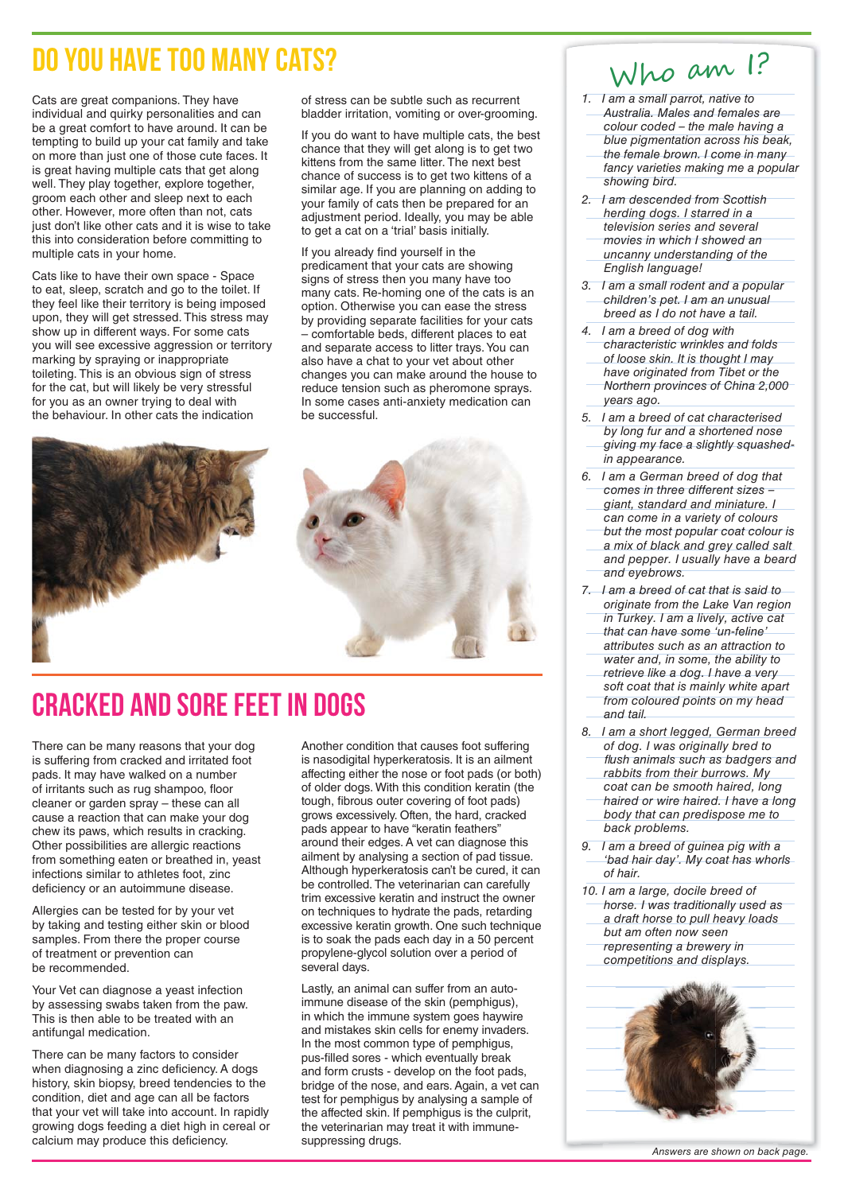# DO YOU HAVE TOO MANY CATS?

Cats are great companions. They have individual and quirky personalities and can be a great comfort to have around. It can be tempting to build up your cat family and take on more than just one of those cute faces. It is great having multiple cats that get along well. They play together, explore together, groom each other and sleep next to each other. However, more often than not, cats just don't like other cats and it is wise to take this into consideration before committing to multiple cats in your home.

Cats like to have their own space - Space to eat, sleep, scratch and go to the toilet. If they feel like their territory is being imposed upon, they will get stressed. This stress may show up in different ways. For some cats you will see excessive aggression or territory marking by spraying or inappropriate toileting. This is an obvious sign of stress for the cat, but will likely be very stressful for you as an owner trying to deal with the behaviour. In other cats the indication of stress can be subtle such as recurrent bladder irritation, vomiting or over-grooming.

If you do want to have multiple cats, the best chance that they will get along is to get two kittens from the same litter. The next best chance of success is to get two kittens of a similar age. If you are planning on adding to your family of cats then be prepared for an adjustment period. Ideally, you may be able to get a cat on a 'trial' basis initially.

If you already find yourself in the predicament that your cats are showing signs of stress then you many have too many cats. Re-homing one of the cats is an option. Otherwise you can ease the stress by providing separate facilities for your cats – comfortable beds, different places to eat and separate access to litter trays. You can also have a chat to your vet about other changes you can make around the house to reduce tension such as pheromone sprays. In some cases anti-anxiety medication can be successful.

# CRACKED AND SORE FEET IN DOGS

There can be many reasons that your dog is suffering from cracked and irritated foot pads. It may have walked on a number of irritants such as rug shampoo, floor cleaner or garden spray – these can all cause a reaction that can make your dog chew its paws, which results in cracking. Other possibilities are allergic reactions from something eaten or breathed in, yeast infections similar to athletes foot, zinc deficiency or an autoimmune disease.

Allergies can be tested for by your vet by taking and testing either skin or blood samples. From there the proper course of treatment or prevention can be recommended.

Your Vet can diagnose a yeast infection by assessing swabs taken from the paw. This is then able to be treated with an antifungal medication.

There can be many factors to consider when diagnosing a zinc deficiency. A dogs history, skin biopsy, breed tendencies to the condition, diet and age can all be factors that your vet will take into account. In rapidly growing dogs feeding a diet high in cereal or calcium may produce this deficiency.

Another condition that causes foot suffering is nasodigital hyperkeratosis. It is an ailment affecting either the nose or foot pads (or both) of older dogs. With this condition keratin (the tough, fibrous outer covering of foot pads) grows excessively. Often, the hard, cracked pads appear to have "keratin feathers" around their edges. A vet can diagnose this ailment by analysing a section of pad tissue. Although hyperkeratosis can't be cured, it can be controlled. The veterinarian can carefully trim excessive keratin and instruct the owner on techniques to hydrate the pads, retarding excessive keratin growth. One such technique is to soak the pads each day in a 50 percent propylene-glycol solution over a period of several days.

Lastly, an animal can suffer from an auto-immune disease of the skin (pemphigus), in which the immune system goes haywire and mistakes skin cells for enemy invaders. In the most common type of pemphigus, pus-filled sores - which eventually break and form crusts - develop on the foot pads, bridge of the nose, and ears. Again, a vet can test for pemphigus by analysing a sample of the affected skin. If pemphigus is the culprit, the veterinarian may treat it with immune-suppressing drugs.

## Who am I?

1. *I am a small parrot, native to Australia. Males and females are colour coded – the male having a blue pigmentation across his beak, the female brown. I come in many fancy varieties making me a popular showing bird.*
2. *I am descended from Scottish herding dogs. I starred in a television series and several movies in which I showed an uncanny understanding of the English language!*
3. *I am a small rodent and a popular children's pet. I am an unusual breed as I do not have a tail.*
4. *I am a breed of dog with characteristic wrinkles and folds of loose skin. It is thought I may have originated from Tibet or the Northern provinces of China 2,000 years ago.*
5. *I am a breed of cat characterised by long fur and a shortened nose giving my face a slightly squashed-in appearance.*
6. *I am a German breed of dog that comes in three different sizes – giant, standard and miniature. I can come in a variety of colours but the most popular coat colour is a mix of black and grey called salt and pepper. I usually have a beard and eyebrows.*
7. *I am a breed of cat that is said to originate from the Lake Van region in Turkey. I am a lively, active cat that can have some 'un-feline' attributes such as an attraction to water and, in some, the ability to retrieve like a dog. I have a very soft coat that is mainly white apart from coloured points on my head and tail.*
8. *I am a short legged, German breed of dog. I was originally bred to flush animals such as badgers and rabbits from their burrows. My coat can be smooth haired, long haired or wire haired. I have a long body that can predispose me to back problems.*
9. *I am a breed of guinea pig with a 'bad hair day'. My coat has whorls of hair.*
10. *I am a large, docile breed of horse. I was traditionally used as a draft horse to pull heavy loads but am often now seen representing a brewery in competitions and displays.*

*Answers are shown on back page.*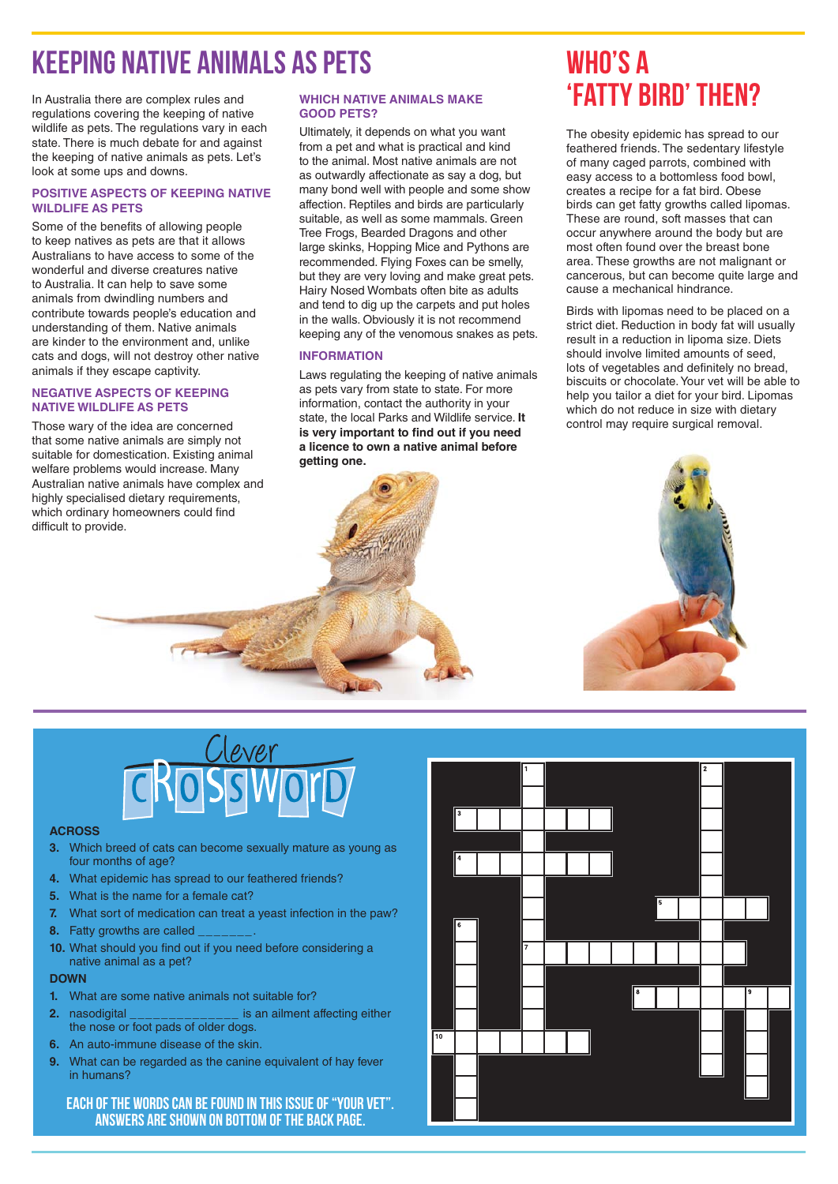# KEEPING NATIVE ANIMALS AS PETS

In Australia there are complex rules and regulations covering the keeping of native wildlife as pets. The regulations vary in each state. There is much debate for and against the keeping of native animals as pets. Let's look at some ups and downs.

### POSITIVE ASPECTS OF KEEPING NATIVE WILDLIFE AS PETS

Some of the benefits of allowing people to keep natives as pets are that it allows Australians to have access to some of the wonderful and diverse creatures native to Australia. It can help to save some animals from dwindling numbers and contribute towards people's education and understanding of them. Native animals are kinder to the environment and, unlike cats and dogs, will not destroy other native animals if they escape captivity.

### NEGATIVE ASPECTS OF KEEPING NATIVE WILDLIFE AS PETS

Those wary of the idea are concerned that some native animals are simply not suitable for domestication. Existing animal welfare problems would increase. Many Australian native animals have complex and highly specialised dietary requirements, which ordinary homeowners could find difficult to provide.

### WHICH NATIVE ANIMALS MAKE GOOD PETS?

Ultimately, it depends on what you want from a pet and what is practical and kind to the animal. Most native animals are not as outwardly affectionate as say a dog, but many bond well with people and some show affection. Reptiles and birds are particularly suitable, as well as some mammals. Green Tree Frogs, Bearded Dragons and other large skinks, Hopping Mice and Pythons are recommended. Flying Foxes can be smelly, but they are very loving and make great pets. Hairy Nosed Wombats often bite as adults and tend to dig up the carpets and put holes in the walls. Obviously it is not recommend keeping any of the venomous snakes as pets.

### INFORMATION

Laws regulating the keeping of native animals as pets vary from state to state. For more information, contact the authority in your state, the local Parks and Wildlife service. **It is very important to find out if you need a licence to own a native animal before getting one.**

# WHO'S A 'FATTY BIRD' THEN?

The obesity epidemic has spread to our feathered friends. The sedentary lifestyle of many caged parrots, combined with easy access to a bottomless food bowl, creates a recipe for a fat bird. Obese birds can get fatty growths called lipomas. These are round, soft masses that can occur anywhere around the body but are most often found over the breast bone area. These growths are not malignant or cancerous, but can become quite large and cause a mechanical hindrance.

Birds with lipomas need to be placed on a strict diet. Reduction in body fat will usually result in a reduction in lipoma size. Diets should involve limited amounts of seed, lots of vegetables and definitely no bread, biscuits or chocolate. Your vet will be able to help you tailor a diet for your bird. Lipomas which do not reduce in size with dietary control may require surgical removal.

## Clever CROSSWORD

**ACROSS**

- **3.** Which breed of cats can become sexually mature as young as four months of age?
- **4.** What epidemic has spread to our feathered friends?
- **5.** What is the name for a female cat?
- **7.** What sort of medication can treat a yeast infection in the paw?
- **8.** Fatty growths are called _______.
- **10.** What should you find out if you need before considering a native animal as a pet?

**DOWN**

- **1.** What are some native animals not suitable for?
- **2.** nasodigital _______________ is an ailment affecting either the nose or foot pads of older dogs.
- **6.** An auto-immune disease of the skin.
- **9.** What can be regarded as the canine equivalent of hay fever in humans?

**EACH OF THE WORDS CAN BE FOUND IN THIS ISSUE OF "YOUR VET". ANSWERS ARE SHOWN ON BOTTOM OF THE BACK PAGE.**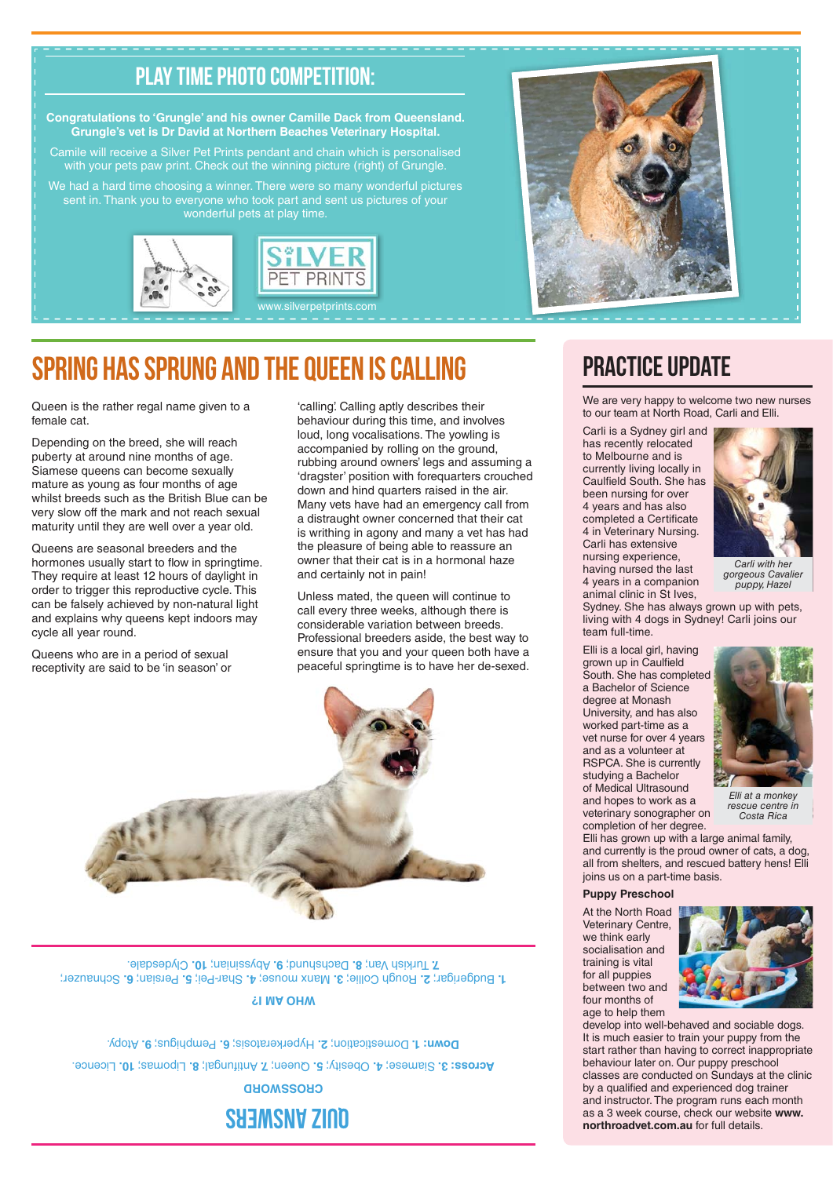## PLAY TIME PHOTO COMPETITION:

**Congratulations to 'Grungle' and his owner Camille Dack from Queensland. Grungle's vet is Dr David at Northern Beaches Veterinary Hospital.**

Camile will receive a Silver Pet Prints pendant and chain which is personalised with your pets paw print. Check out the winning picture (right) of Grungle.

We had a hard time choosing a winner. There were so many wonderful pictures sent in. Thank you to everyone who took part and sent us pictures of your wonderful pets at play time.

SILVER PET PRINTS

www.silverpetprints.com

# SPRING HAS SPRUNG AND THE QUEEN IS CALLING

Queen is the rather regal name given to a female cat.

Depending on the breed, she will reach puberty at around nine months of age. Siamese queens can become sexually mature as young as four months of age whilst breeds such as the British Blue can be very slow off the mark and not reach sexual maturity until they are well over a year old.

Queens are seasonal breeders and the hormones usually start to flow in springtime. They require at least 12 hours of daylight in order to trigger this reproductive cycle. This can be falsely achieved by non-natural light and explains why queens kept indoors may cycle all year round.

Queens who are in a period of sexual receptivity are said to be 'in season' or 'calling'. Calling aptly describes their behaviour during this time, and involves loud, long vocalisations. The yowling is accompanied by rolling on the ground, rubbing around owners' legs and assuming a 'dragster' position with forequarters crouched down and hind quarters raised in the air. Many vets have had an emergency call from a distraught owner concerned that their cat is writhing in agony and many a vet has had the pleasure of being able to reassure an owner that their cat is in a hormonal haze and certainly not in pain!

Unless mated, the queen will continue to call every three weeks, although there is considerable variation between breeds. Professional breeders aside, the best way to ensure that you and your queen both have a peaceful springtime is to have her de-sexed.

## QUIZ ANSWERS

**CROSSWORD**

**Across: 3.** Siamese; **4.** Obesity; **5.** Queen; **7.** Antifungal; **8.** Lipomas; **10.** Licence.

**Down: 1.** Domestication; **2.** Hyperkeratosis; **6.** Pemphigus; **9.** Atopy.

**WHO AM I?**

**1.** Budgerigar; **2.** Rough Collie; **3.** Manx mouse; **4.** Shar-Pei; **5.** Persian; **6.** Schnauzer; **7.** Turkish Van; **8.** Dachshund; **9.** Abyssinian; **10.** Clydesdale.

# PRACTICE UPDATE

We are very happy to welcome two new nurses to our team at North Road, Carli and Elli.

Carli is a Sydney girl and has recently relocated to Melbourne and is currently living locally in Caulfield South. She has been nursing for over 4 years and has also completed a Certificate 4 in Veterinary Nursing. Carli has extensive nursing experience, having nursed the last 4 years in a companion animal clinic in St Ives, Sydney. She has always grown up with pets, living with 4 dogs in Sydney! Carli joins our team full-time.

*Carli with her gorgeous Cavalier puppy, Hazel*

Elli is a local girl, having grown up in Caulfield South. She has completed a Bachelor of Science degree at Monash University, and has also worked part-time as a vet nurse for over 4 years and as a volunteer at RSPCA. She is currently studying a Bachelor of Medical Ultrasound and hopes to work as a veterinary sonographer on completion of her degree. Elli has grown up with a large animal family, and currently is the proud owner of cats, a dog, all from shelters, and rescued battery hens! Elli joins us on a part-time basis.

*Elli at a monkey rescue centre in Costa Rica*

**Puppy Preschool**

At the North Road Veterinary Centre, we think early socialisation and training is vital for all puppies between two and four months of age to help them develop into well-behaved and sociable dogs. It is much easier to train your puppy from the start rather than having to correct inappropriate behaviour later on. Our puppy preschool classes are conducted on Sundays at the clinic by a qualified and experienced dog trainer and instructor. The program runs each month as a 3 week course, check our website **www.northroadvet.com.au** for full details.